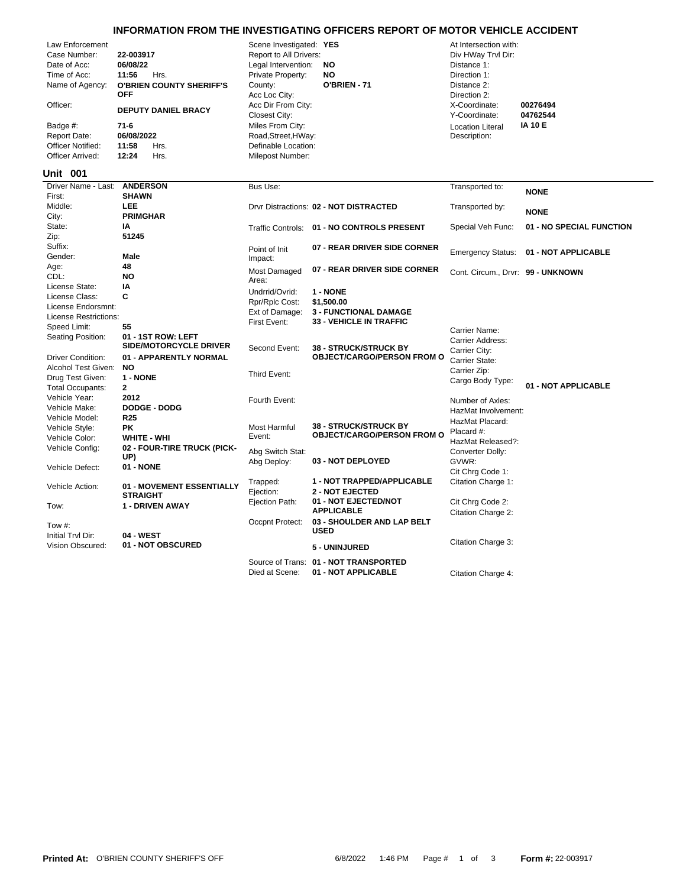# INFORMATION FROM THE INVESTIGATING OFFICERS REPORT OF MOTOR VEHICLE ACCIDENT

| Field | Value | Field | Value | Field | Value |
|---|---|---|---|---|---|
| Law Enforcement Case Number: | 22-003917 | Scene Investigated: | YES | At Intersection with: | |
| Date of Acc: | 06/08/22 | Report to All Drivers: | | Div HWay Trvl Dir: | |
| Time of Acc: | 11:56 Hrs. | Legal Intervention: | NO | Distance 1: | |
| Name of Agency: | O'BRIEN COUNTY SHERIFF'S OFF | Private Property: | NO | Direction 1: | |
| Officer: | DEPUTY DANIEL BRACY | County: | O'BRIEN - 71 | Distance 2: | |
| Badge #: | 71-6 | Acc Loc City: | | Direction 2: | |
| Report Date: | 06/08/2022 | Acc Dir From City: | | X-Coordinate: | 00276494 |
| Officer Notified: | 11:58 Hrs. | Closest City: | | Y-Coordinate: | 04762544 |
| Officer Arrived: | 12:24 Hrs. | Miles From City: | | Location Literal Description: | IA 10 E |
| | | Road,Street,HWay: | | | |
| | | Definable Location: | | | |
| | | Milepost Number: | | | |

## Unit 001

| Field | Value | Field | Value | Field | Value |
|---|---|---|---|---|---|
| Driver Name - Last: | ANDERSON | Bus Use: | | Transported to: | NONE |
| First: | SHAWN | Drvr Distractions: | 02 - NOT DISTRACTED | Transported by: | NONE |
| Middle: | LEE | Traffic Controls: | 01 - NO CONTROLS PRESENT | Special Veh Func: | 01 - NO SPECIAL FUNCTION |
| City: | PRIMGHAR | Point of Init Impact: | 07 - REAR DRIVER SIDE CORNER | Emergency Status: | 01 - NOT APPLICABLE |
| State: | IA | Most Damaged Area: | 07 - REAR DRIVER SIDE CORNER | Cont. Circum., Drvr: | 99 - UNKNOWN |
| Zip: | 51245 | Undrrid/Ovrid: | 1 - NONE | Carrier Name: | |
| Suffix: | | Rpr/Rplc Cost: | $1,500.00 | Carrier Address: | |
| Gender: | Male | Ext of Damage: | 3 - FUNCTIONAL DAMAGE | Carrier City: | |
| Age: | 48 | First Event: | 33 - VEHICLE IN TRAFFIC | Carrier State: | |
| CDL: | NO | Second Event: | 38 - STRUCK/STRUCK BY OBJECT/CARGO/PERSON FROM O | Carrier Zip: | |
| License State: | IA | Third Event: | | Cargo Body Type: | 01 - NOT APPLICABLE |
| License Class: | C | Fourth Event: | | Number of Axles: | |
| License Endorsmnt: | | Most Harmful Event: | 38 - STRUCK/STRUCK BY OBJECT/CARGO/PERSON FROM O | HazMat Involvement: | |
| License Restrictions: | | Abg Switch Stat: | | HazMat Placard: | |
| Speed Limit: | 55 | Abg Deploy: | 03 - NOT DEPLOYED | Placard #: | |
| Seating Position: | 01 - 1ST ROW: LEFT SIDE/MOTORCYCLE DRIVER | Trapped: | 1 - NOT TRAPPED/APPLICABLE | HazMat Released?: | |
| Driver Condition: | 01 - APPARENTLY NORMAL | Ejection: | 2 - NOT EJECTED | Converter Dolly: | |
| Alcohol Test Given: | NO | Ejection Path: | 01 - NOT EJECTED/NOT APPLICABLE | GVWR: | |
| Drug Test Given: | 1 - NONE | Occpnt Protect: | 03 - SHOULDER AND LAP BELT USED | Cit Chrg Code 1: | |
| Total Occupants: | 2 | | 5 - UNINJURED | Citation Charge 1: | |
| Vehicle Year: | 2012 | Source of Trans: | 01 - NOT TRANSPORTED | Cit Chrg Code 2: | |
| Vehicle Make: | DODGE - DODG | Died at Scene: | 01 - NOT APPLICABLE | Citation Charge 2: | |
| Vehicle Model: | R25 | | | Citation Charge 3: | |
| Vehicle Style: | PK | | | Citation Charge 4: | |
| Vehicle Color: | WHITE - WHI | | | | |
| Vehicle Config: | 02 - FOUR-TIRE TRUCK (PICK-UP) | | | | |
| Vehicle Defect: | 01 - NONE | | | | |
| Vehicle Action: | 01 - MOVEMENT ESSENTIALLY STRAIGHT | | | | |
| Tow: | 1 - DRIVEN AWAY | | | | |
| Tow #: | | | | | |
| Initial Trvl Dir: | 04 - WEST | | | | |
| Vision Obscured: | 01 - NOT OBSCURED | | | | |

**Printed At:** O'BRIEN COUNTY SHERIFF'S OFF 6/8/2022 1:46 PM **Form #:** 22-003917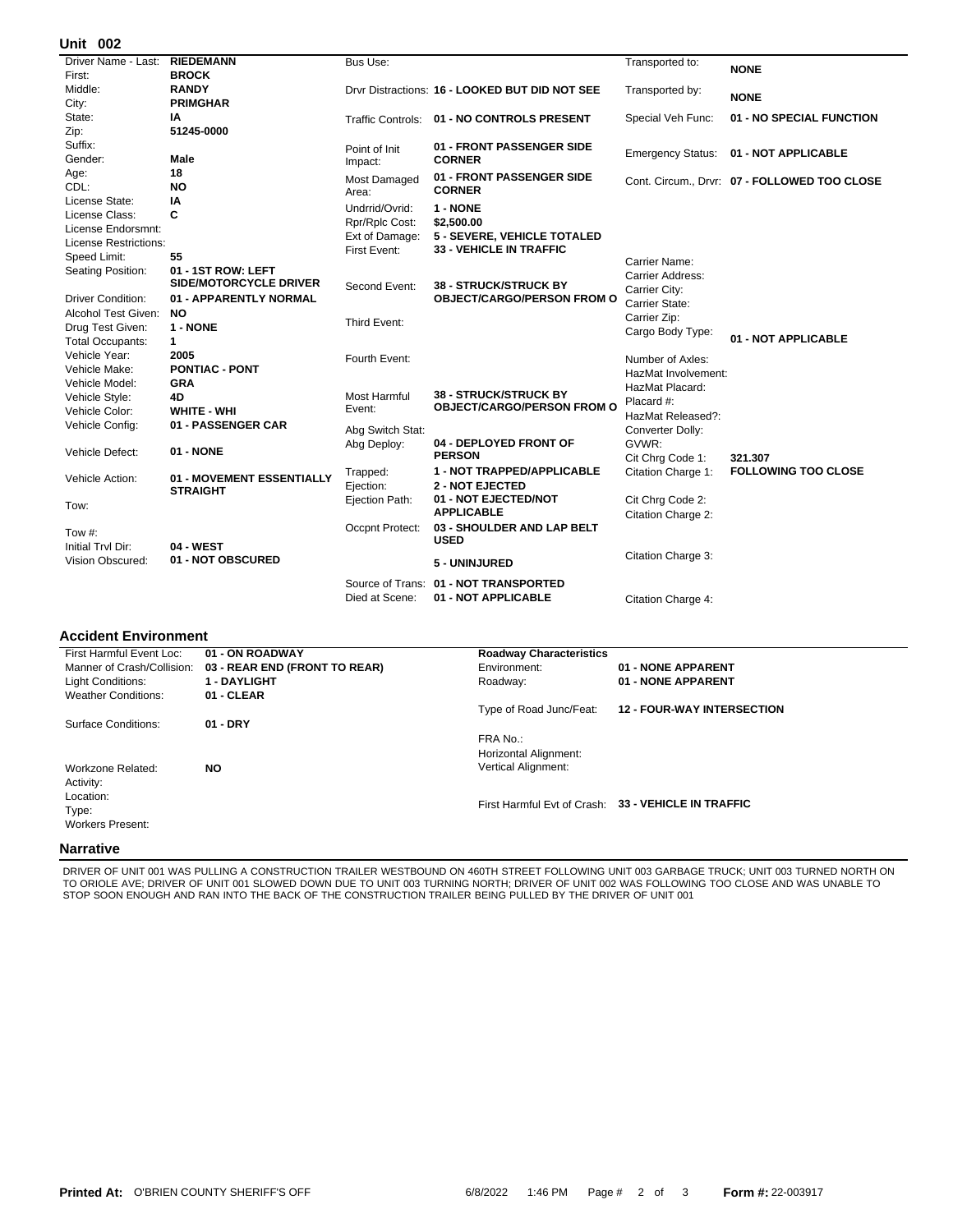## Unit 002

| Field | Value |
|---|---|
| Driver Name - Last: | RIEDEMANN |
| First: | BROCK |
| Middle: | RANDY |
| City: | PRIMGHAR |
| State: | IA |
| Zip: | 51245-0000 |
| Suffix: | |
| Gender: | Male |
| Age: | 18 |
| CDL: | NO |
| License State: | IA |
| License Class: | C |
| License Endorsmnt: | |
| License Restrictions: | |
| Speed Limit: | 55 |
| Seating Position: | 01 - 1ST ROW: LEFT SIDE/MOTORCYCLE DRIVER |
| Driver Condition: | 01 - APPARENTLY NORMAL |
| Alcohol Test Given: | NO |
| Drug Test Given: | 1 - NONE |
| Total Occupants: | 1 |
| Vehicle Year: | 2005 |
| Vehicle Make: | PONTIAC - PONT |
| Vehicle Model: | GRA |
| Vehicle Style: | 4D |
| Vehicle Color: | WHITE - WHI |
| Vehicle Config: | 01 - PASSENGER CAR |
| Vehicle Defect: | 01 - NONE |
| Vehicle Action: | 01 - MOVEMENT ESSENTIALLY STRAIGHT |
| Tow: | |
| Tow #: | |
| Initial Trvl Dir: | 04 - WEST |
| Vision Obscured: | 01 - NOT OBSCURED |

| Field | Value |
|---|---|
| Bus Use: | |
| Drvr Distractions: | 16 - LOOKED BUT DID NOT SEE |
| Traffic Controls: | 01 - NO CONTROLS PRESENT |
| Point of Init Impact: | 01 - FRONT PASSENGER SIDE CORNER |
| Most Damaged Area: | 01 - FRONT PASSENGER SIDE CORNER |
| Undrrid/Ovrid: | 1 - NONE |
| Rpr/Rplc Cost: | $2,500.00 |
| Ext of Damage: | 5 - SEVERE, VEHICLE TOTALED |
| First Event: | 33 - VEHICLE IN TRAFFIC |
| Second Event: | 38 - STRUCK/STRUCK BY OBJECT/CARGO/PERSON FROM O |
| Third Event: | |
| Fourth Event: | |
| Most Harmful Event: | 38 - STRUCK/STRUCK BY OBJECT/CARGO/PERSON FROM O |
| Abg Switch Stat: | |
| Abg Deploy: | 04 - DEPLOYED FRONT OF PERSON |
| Trapped: | 1 - NOT TRAPPED/APPLICABLE |
| Ejection: | 2 - NOT EJECTED |
| Ejection Path: | 01 - NOT EJECTED/NOT APPLICABLE |
| Occpnt Protect: | 03 - SHOULDER AND LAP BELT USED |
| | 5 - UNINJURED |
| Source of Trans: | 01 - NOT TRANSPORTED |
| Died at Scene: | 01 - NOT APPLICABLE |

| Field | Value |
|---|---|
| Transported to: | NONE |
| Transported by: | NONE |
| Special Veh Func: | 01 - NO SPECIAL FUNCTION |
| Emergency Status: | 01 - NOT APPLICABLE |
| Cont. Circum., Drvr: | 07 - FOLLOWED TOO CLOSE |
| Carrier Name: | |
| Carrier Address: | |
| Carrier City: | |
| Carrier State: | |
| Carrier Zip: | |
| Cargo Body Type: | 01 - NOT APPLICABLE |
| Number of Axles: | |
| HazMat Involvement: | |
| HazMat Placard: | |
| Placard #: | |
| HazMat Released?: | |
| Converter Dolly: | |
| GVWR: | |
| Cit Chrg Code 1: | 321.307 |
| Citation Charge 1: | FOLLOWING TOO CLOSE |
| Cit Chrg Code 2: | |
| Citation Charge 2: | |
| Citation Charge 3: | |
| Citation Charge 4: | |

## Accident Environment

| Field | Value |
|---|---|
| First Harmful Event Loc: | 01 - ON ROADWAY |
| Manner of Crash/Collision: | 03 - REAR END (FRONT TO REAR) |
| Light Conditions: | 1 - DAYLIGHT |
| Weather Conditions: | 01 - CLEAR |
| Surface Conditions: | 01 - DRY |
| Workzone Related: | NO |
| Activity: | |
| Location: | |
| Type: | |
| Workers Present: | |

**Roadway Characteristics**

| Field | Value |
|---|---|
| Environment: | 01 - NONE APPARENT |
| Roadway: | 01 - NONE APPARENT |
| Type of Road Junc/Feat: | 12 - FOUR-WAY INTERSECTION |
| FRA No.: | |
| Horizontal Alignment: | |
| Vertical Alignment: | |
| First Harmful Evt of Crash: | 33 - VEHICLE IN TRAFFIC |

## Narrative

DRIVER OF UNIT 001 WAS PULLING A CONSTRUCTION TRAILER WESTBOUND ON 460TH STREET FOLLOWING UNIT 003 GARBAGE TRUCK; UNIT 003 TURNED NORTH ON TO ORIOLE AVE; DRIVER OF UNIT 001 SLOWED DOWN DUE TO UNIT 003 TURNING NORTH; DRIVER OF UNIT 002 WAS FOLLOWING TOO CLOSE AND WAS UNABLE TO STOP SOON ENOUGH AND RAN INTO THE BACK OF THE CONSTRUCTION TRAILER BEING PULLED BY THE DRIVER OF UNIT 001

**Printed At:** O'BRIEN COUNTY SHERIFF'S OFF 6/8/2022 1:46 PM **Form #:** 22-003917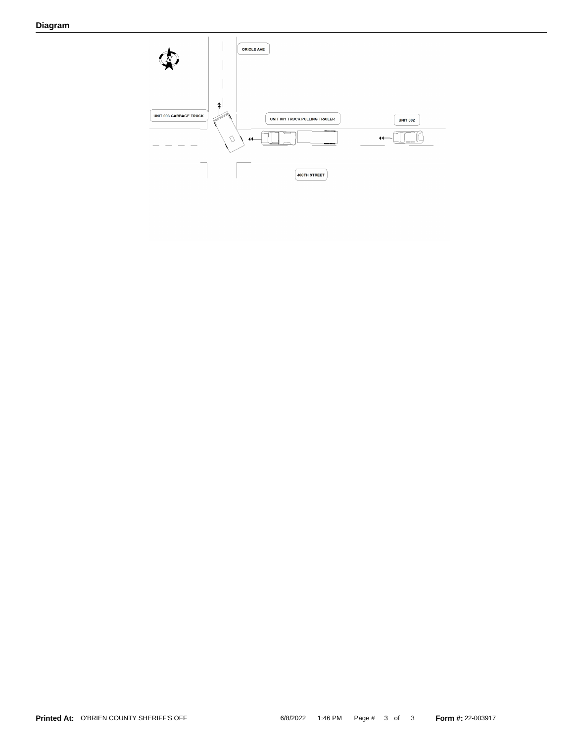## Diagram

ORIOLE AVE

UNIT 003 GARBAGE TRUCK

UNIT 001 TRUCK PULLING TRAILER

UNIT 002

460TH STREET